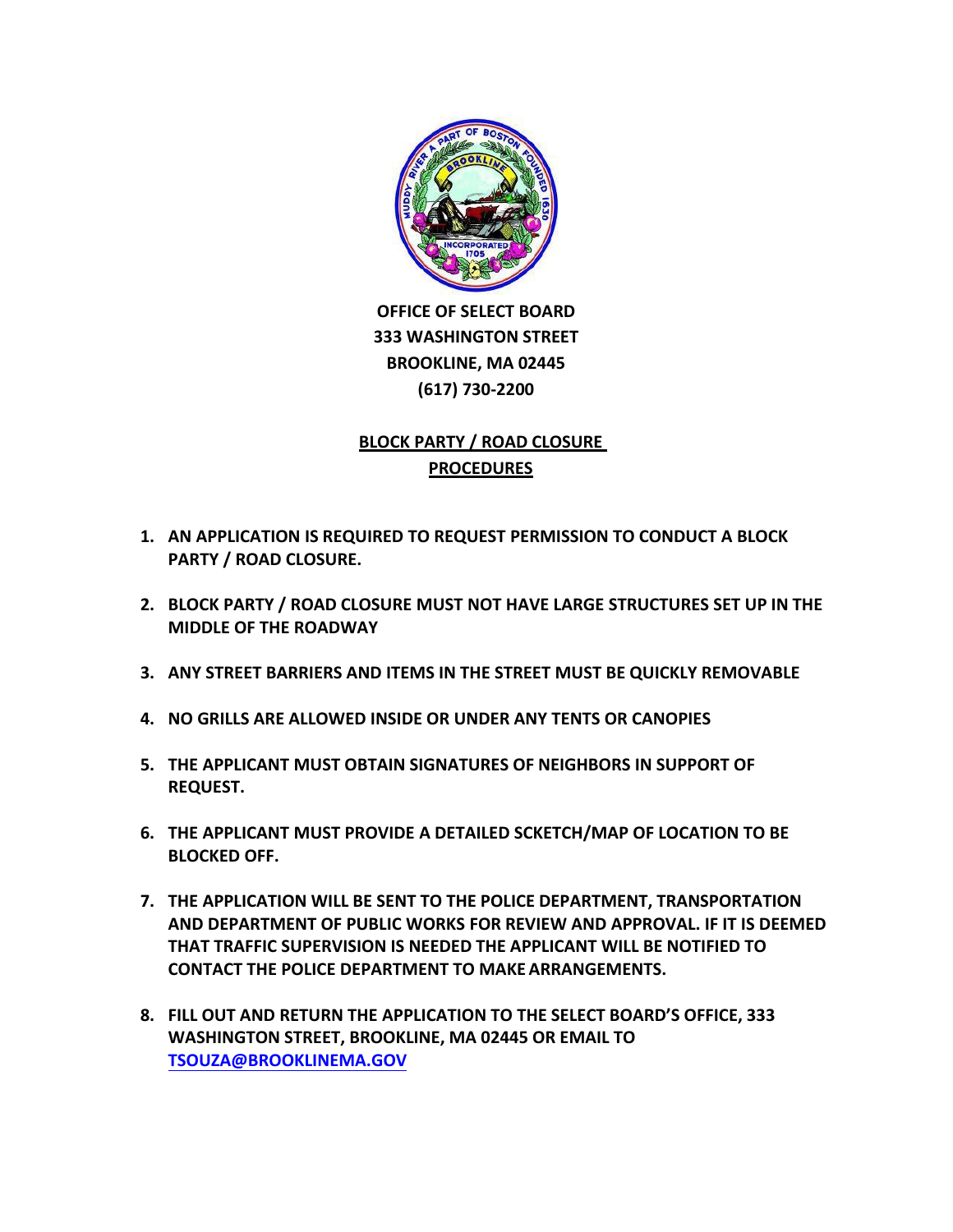**OFFICE OF SELECT BOARD**
**333 WASHINGTON STREET**
**BROOKLINE, MA 02445**
**(617) 730-2200**

## BLOCK PARTY / ROAD CLOSURE PROCEDURES

1. **AN APPLICATION IS REQUIRED TO REQUEST PERMISSION TO CONDUCT A BLOCK PARTY / ROAD CLOSURE.**

2. **BLOCK PARTY / ROAD CLOSURE MUST NOT HAVE LARGE STRUCTURES SET UP IN THE MIDDLE OF THE ROADWAY**

3. **ANY STREET BARRIERS AND ITEMS IN THE STREET MUST BE QUICKLY REMOVABLE**

4. **NO GRILLS ARE ALLOWED INSIDE OR UNDER ANY TENTS OR CANOPIES**

5. **THE APPLICANT MUST OBTAIN SIGNATURES OF NEIGHBORS IN SUPPORT OF REQUEST.**

6. **THE APPLICANT MUST PROVIDE A DETAILED SCKETCH/MAP OF LOCATION TO BE BLOCKED OFF.**

7. **THE APPLICATION WILL BE SENT TO THE POLICE DEPARTMENT, TRANSPORTATION AND DEPARTMENT OF PUBLIC WORKS FOR REVIEW AND APPROVAL. IF IT IS DEEMED THAT TRAFFIC SUPERVISION IS NEEDED THE APPLICANT WILL BE NOTIFIED TO CONTACT THE POLICE DEPARTMENT TO MAKE ARRANGEMENTS.**

8. **FILL OUT AND RETURN THE APPLICATION TO THE SELECT BOARD'S OFFICE, 333 WASHINGTON STREET, BROOKLINE, MA 02445 OR EMAIL TO [TSOUZA@BROOKLINEMA.GOV](mailto:TSOUZA@BROOKLINEMA.GOV)**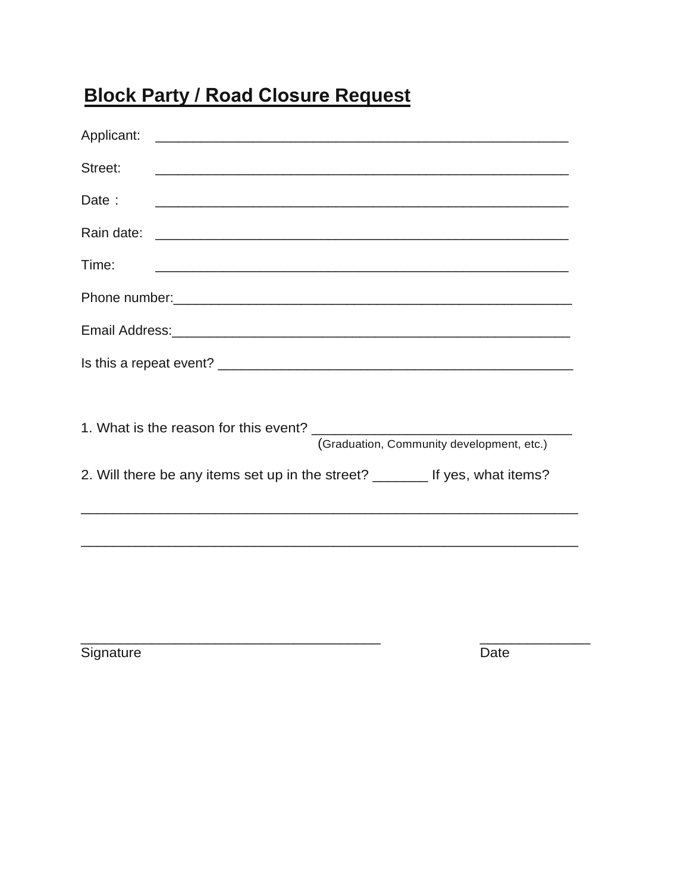# Block Party / Road Closure Request

Applicant: ________________________________________________________

Street: ________________________________________________________

Date : ________________________________________________________

Rain date: ________________________________________________________

Time: ________________________________________________________

Phone number:______________________________________________________

Email Address:______________________________________________________

Is this a repeat event? _______________________________________________

1. What is the reason for this event? _________________________________
(Graduation, Community development, etc.)

2. Will there be any items set up in the street? _______ If yes, what items?

____________________________________________________________________

____________________________________________________________________

________________________________________ ______________
Signature Date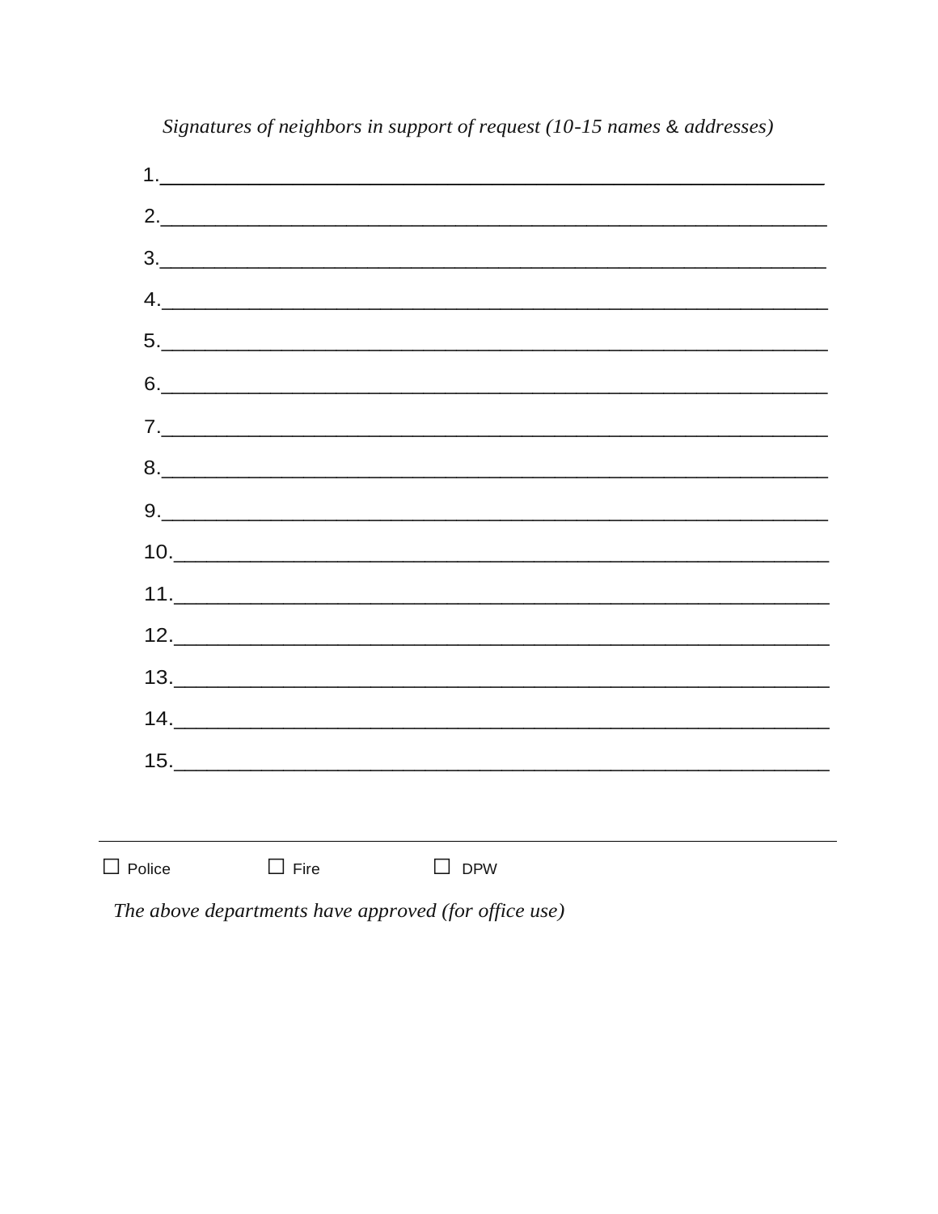*Signatures of neighbors in support of request (10-15 names & addresses)*

1.______________________________________________________

2.______________________________________________________

3.______________________________________________________

4.______________________________________________________

5.______________________________________________________

6.______________________________________________________

7.______________________________________________________

8.______________________________________________________

9.______________________________________________________

10._____________________________________________________

11._____________________________________________________

12._____________________________________________________

13._____________________________________________________

14._____________________________________________________

15._____________________________________________________

---

☐ Police ☐ Fire ☐ DPW

*The above departments have approved (for office use)*